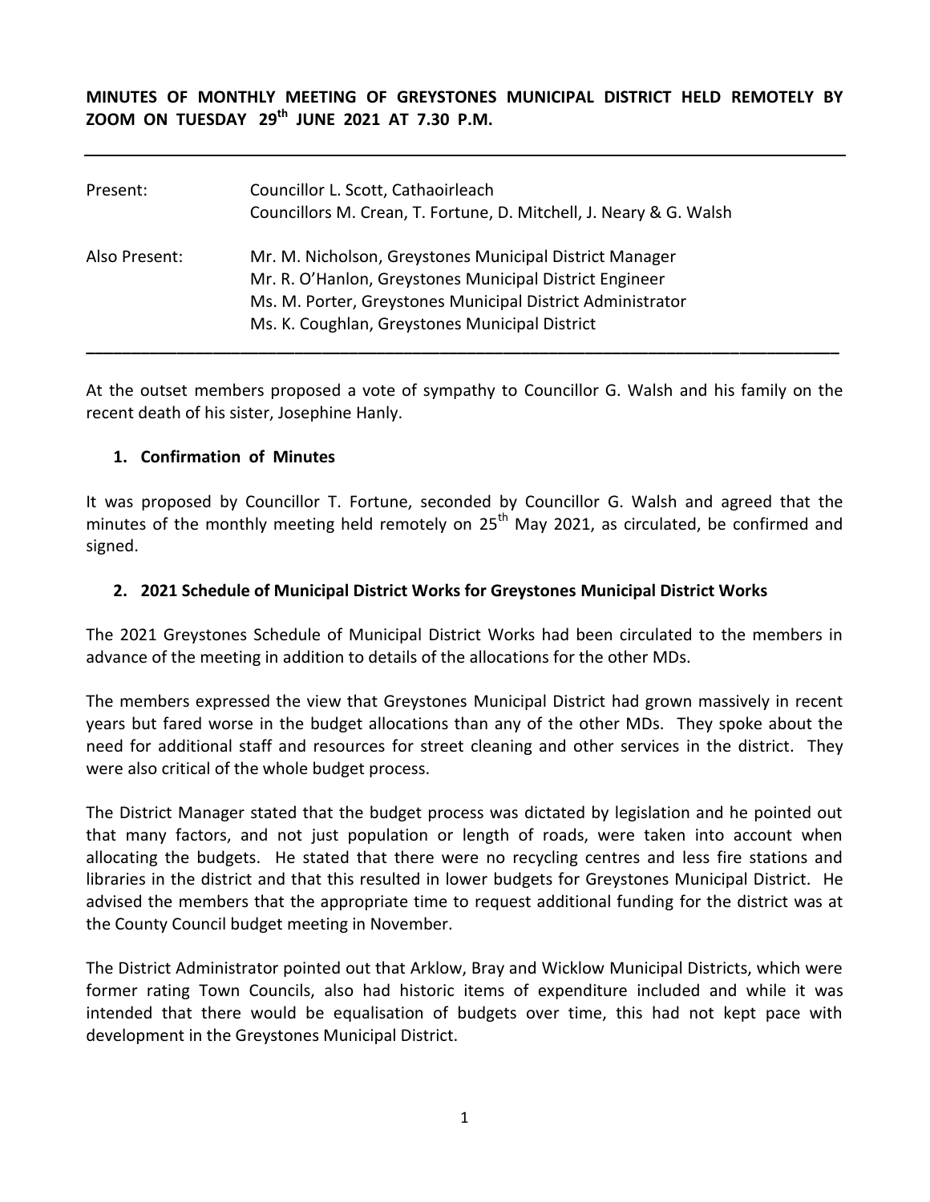**MINUTES OF MONTHLY MEETING OF GREYSTONES MUNICIPAL DISTRICT HELD REMOTELY BY ZOOM ON TUESDAY 29th JUNE 2021 AT 7.30 P.M.**

---

| | |
|---|---|
| Present: | Councillor L. Scott, Cathaoirleach<br>Councillors M. Crean, T. Fortune, D. Mitchell, J. Neary & G. Walsh |
| Also Present: | Mr. M. Nicholson, Greystones Municipal District Manager<br>Mr. R. O'Hanlon, Greystones Municipal District Engineer<br>Ms. M. Porter, Greystones Municipal District Administrator<br>Ms. K. Coughlan, Greystones Municipal District |

---

At the outset members proposed a vote of sympathy to Councillor G. Walsh and his family on the recent death of his sister, Josephine Hanly.

### 1. Confirmation of Minutes

It was proposed by Councillor T. Fortune, seconded by Councillor G. Walsh and agreed that the minutes of the monthly meeting held remotely on 25th May 2021, as circulated, be confirmed and signed.

### 2. 2021 Schedule of Municipal District Works for Greystones Municipal District Works

The 2021 Greystones Schedule of Municipal District Works had been circulated to the members in advance of the meeting in addition to details of the allocations for the other MDs.

The members expressed the view that Greystones Municipal District had grown massively in recent years but fared worse in the budget allocations than any of the other MDs. They spoke about the need for additional staff and resources for street cleaning and other services in the district. They were also critical of the whole budget process.

The District Manager stated that the budget process was dictated by legislation and he pointed out that many factors, and not just population or length of roads, were taken into account when allocating the budgets. He stated that there were no recycling centres and less fire stations and libraries in the district and that this resulted in lower budgets for Greystones Municipal District. He advised the members that the appropriate time to request additional funding for the district was at the County Council budget meeting in November.

The District Administrator pointed out that Arklow, Bray and Wicklow Municipal Districts, which were former rating Town Councils, also had historic items of expenditure included and while it was intended that there would be equalisation of budgets over time, this had not kept pace with development in the Greystones Municipal District.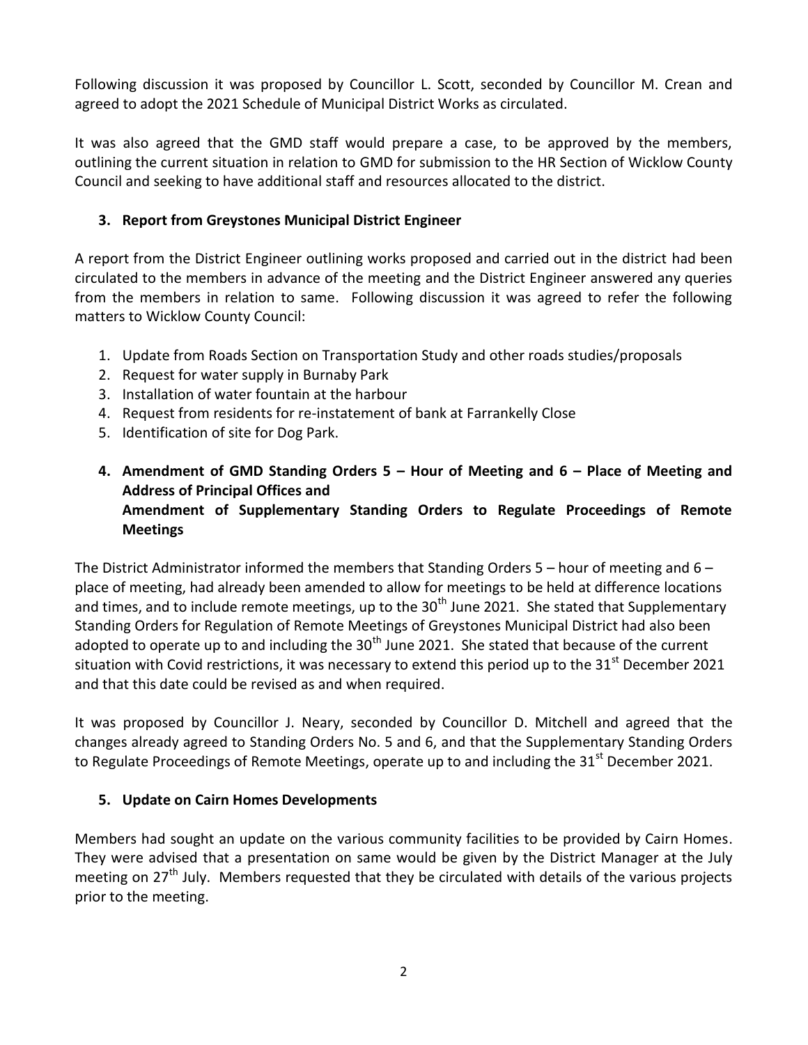Following discussion it was proposed by Councillor L. Scott, seconded by Councillor M. Crean and agreed to adopt the 2021 Schedule of Municipal District Works as circulated.

It was also agreed that the GMD staff would prepare a case, to be approved by the members, outlining the current situation in relation to GMD for submission to the HR Section of Wicklow County Council and seeking to have additional staff and resources allocated to the district.

### 3. Report from Greystones Municipal District Engineer

A report from the District Engineer outlining works proposed and carried out in the district had been circulated to the members in advance of the meeting and the District Engineer answered any queries from the members in relation to same. Following discussion it was agreed to refer the following matters to Wicklow County Council:

1. Update from Roads Section on Transportation Study and other roads studies/proposals
2. Request for water supply in Burnaby Park
3. Installation of water fountain at the harbour
4. Request from residents for re-instatement of bank at Farrankelly Close
5. Identification of site for Dog Park.

### 4. Amendment of GMD Standing Orders 5 – Hour of Meeting and 6 – Place of Meeting and Address of Principal Offices and Amendment of Supplementary Standing Orders to Regulate Proceedings of Remote Meetings

The District Administrator informed the members that Standing Orders 5 – hour of meeting and 6 – place of meeting, had already been amended to allow for meetings to be held at difference locations and times, and to include remote meetings, up to the 30th June 2021. She stated that Supplementary Standing Orders for Regulation of Remote Meetings of Greystones Municipal District had also been adopted to operate up to and including the 30th June 2021. She stated that because of the current situation with Covid restrictions, it was necessary to extend this period up to the 31st December 2021 and that this date could be revised as and when required.

It was proposed by Councillor J. Neary, seconded by Councillor D. Mitchell and agreed that the changes already agreed to Standing Orders No. 5 and 6, and that the Supplementary Standing Orders to Regulate Proceedings of Remote Meetings, operate up to and including the 31st December 2021.

### 5. Update on Cairn Homes Developments

Members had sought an update on the various community facilities to be provided by Cairn Homes. They were advised that a presentation on same would be given by the District Manager at the July meeting on 27th July. Members requested that they be circulated with details of the various projects prior to the meeting.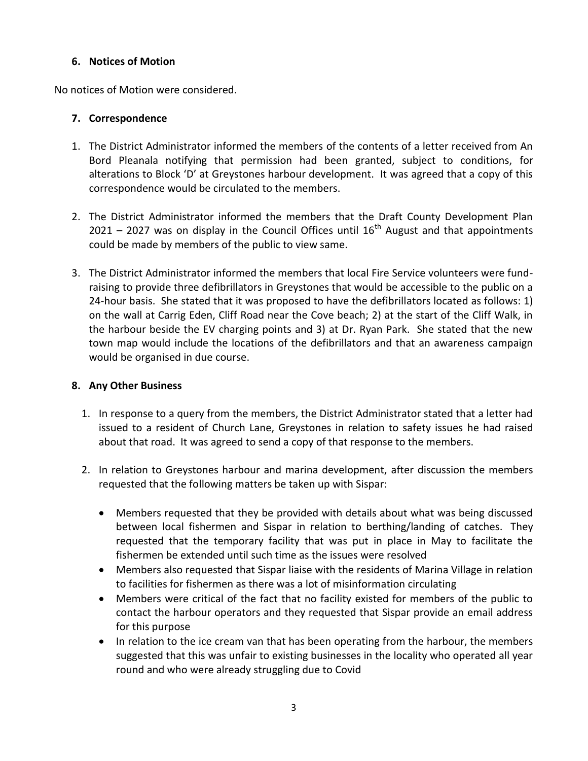## 6. Notices of Motion

No notices of Motion were considered.

## 7. Correspondence

1. The District Administrator informed the members of the contents of a letter received from An Bord Pleanala notifying that permission had been granted, subject to conditions, for alterations to Block 'D' at Greystones harbour development. It was agreed that a copy of this correspondence would be circulated to the members.

2. The District Administrator informed the members that the Draft County Development Plan 2021 – 2027 was on display in the Council Offices until 16th August and that appointments could be made by members of the public to view same.

3. The District Administrator informed the members that local Fire Service volunteers were fund-raising to provide three defibrillators in Greystones that would be accessible to the public on a 24-hour basis. She stated that it was proposed to have the defibrillators located as follows: 1) on the wall at Carrig Eden, Cliff Road near the Cove beach; 2) at the start of the Cliff Walk, in the harbour beside the EV charging points and 3) at Dr. Ryan Park. She stated that the new town map would include the locations of the defibrillators and that an awareness campaign would be organised in due course.

## 8. Any Other Business

1. In response to a query from the members, the District Administrator stated that a letter had issued to a resident of Church Lane, Greystones in relation to safety issues he had raised about that road. It was agreed to send a copy of that response to the members.

2. In relation to Greystones harbour and marina development, after discussion the members requested that the following matters be taken up with Sispar:

   - Members requested that they be provided with details about what was being discussed between local fishermen and Sispar in relation to berthing/landing of catches. They requested that the temporary facility that was put in place in May to facilitate the fishermen be extended until such time as the issues were resolved
   - Members also requested that Sispar liaise with the residents of Marina Village in relation to facilities for fishermen as there was a lot of misinformation circulating
   - Members were critical of the fact that no facility existed for members of the public to contact the harbour operators and they requested that Sispar provide an email address for this purpose
   - In relation to the ice cream van that has been operating from the harbour, the members suggested that this was unfair to existing businesses in the locality who operated all year round and who were already struggling due to Covid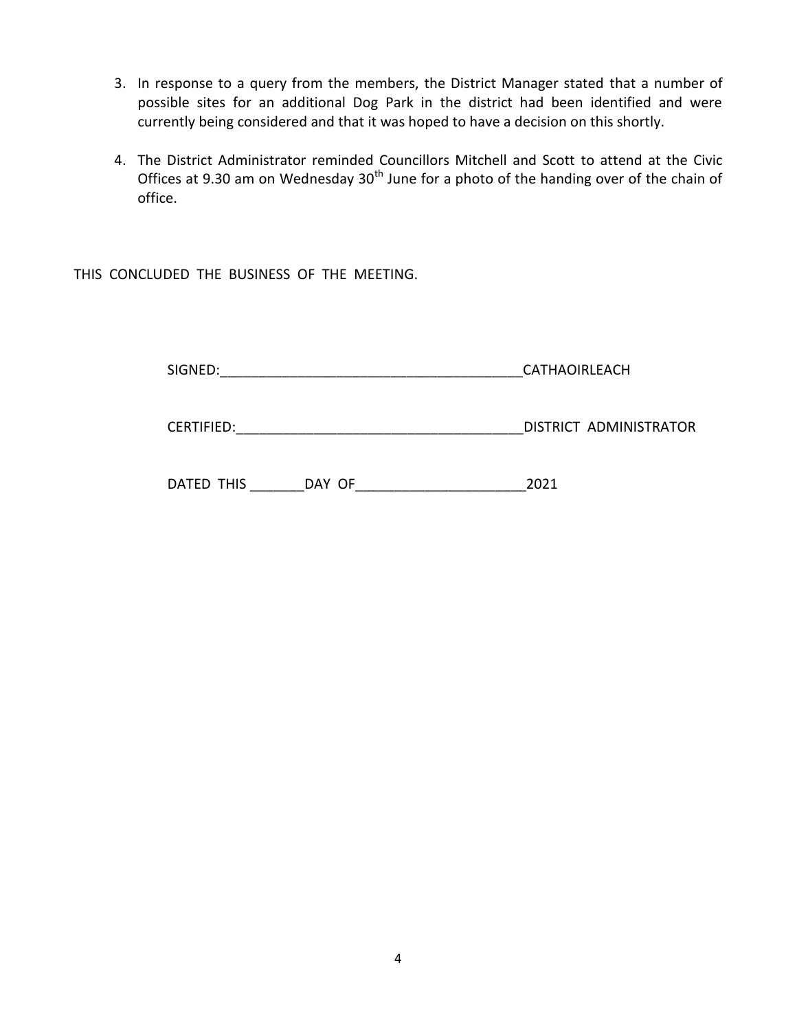3. In response to a query from the members, the District Manager stated that a number of possible sites for an additional Dog Park in the district had been identified and were currently being considered and that it was hoped to have a decision on this shortly.

4. The District Administrator reminded Councillors Mitchell and Scott to attend at the Civic Offices at 9.30 am on Wednesday 30th June for a photo of the handing over of the chain of office.

THIS CONCLUDED THE BUSINESS OF THE MEETING.

SIGNED:________________________________________CATHAOIRLEACH

CERTIFIED:_____________________________________DISTRICT ADMINISTRATOR

DATED THIS _______DAY OF______________________2021